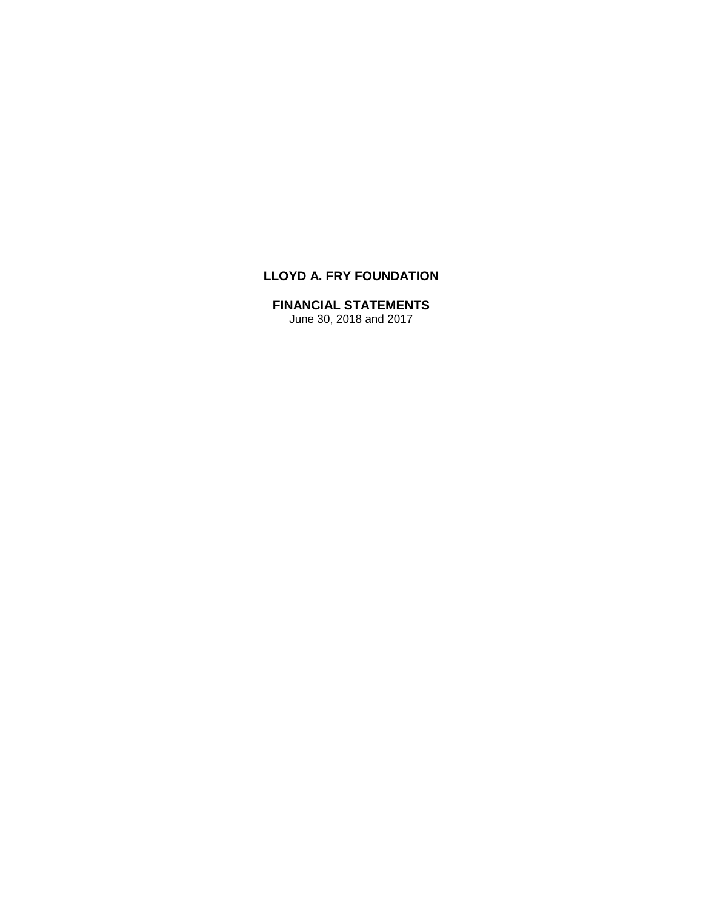# LLOYD A. FRY FOUNDATION

## FINANCIAL STATEMENTS

June 30, 2018 and 2017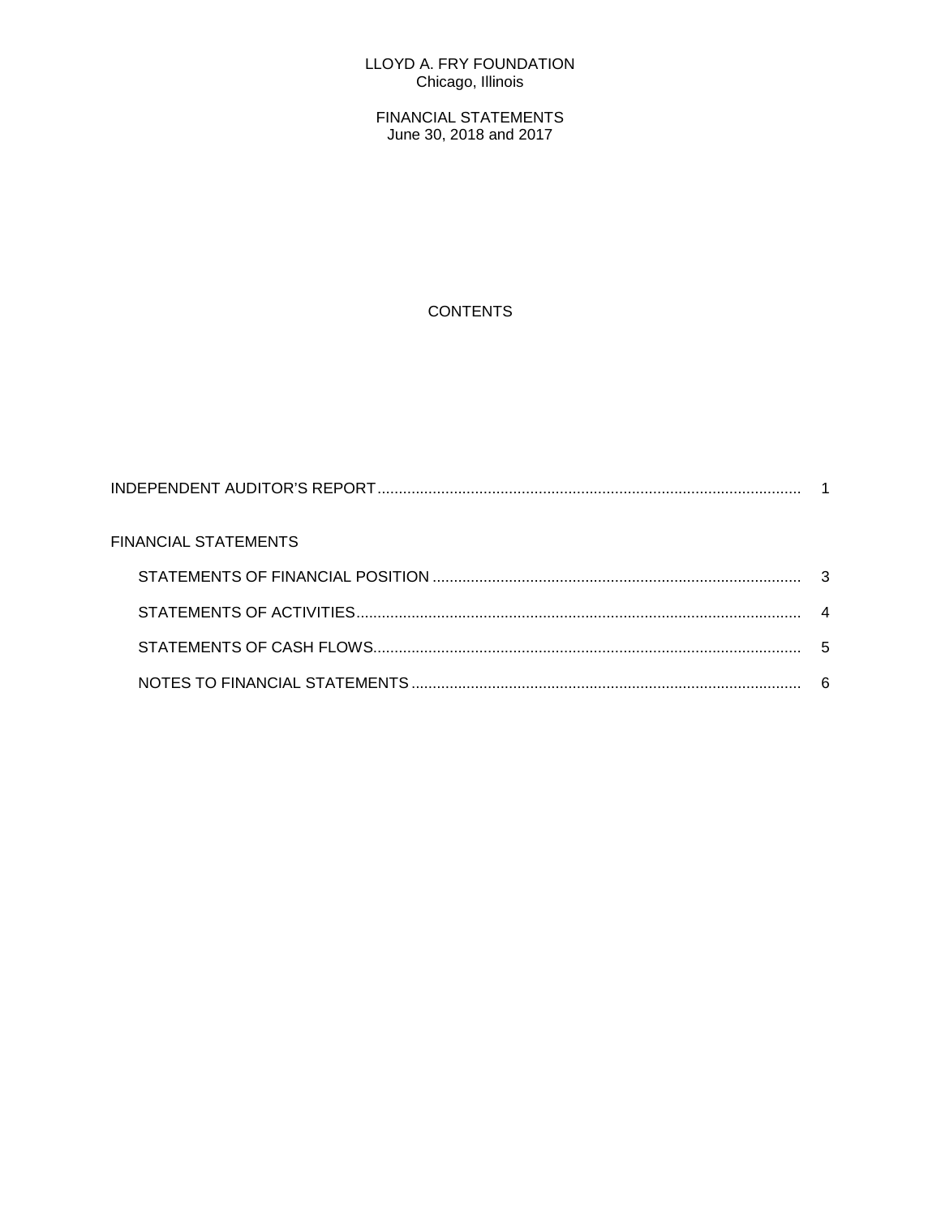LLOYD A. FRY FOUNDATION
Chicago, Illinois

FINANCIAL STATEMENTS
June 30, 2018 and 2017

CONTENTS

| | |
|---|---|
| INDEPENDENT AUDITOR'S REPORT | 1 |
| FINANCIAL STATEMENTS | |
| STATEMENTS OF FINANCIAL POSITION | 3 |
| STATEMENTS OF ACTIVITIES | 4 |
| STATEMENTS OF CASH FLOWS | 5 |
| NOTES TO FINANCIAL STATEMENTS | 6 |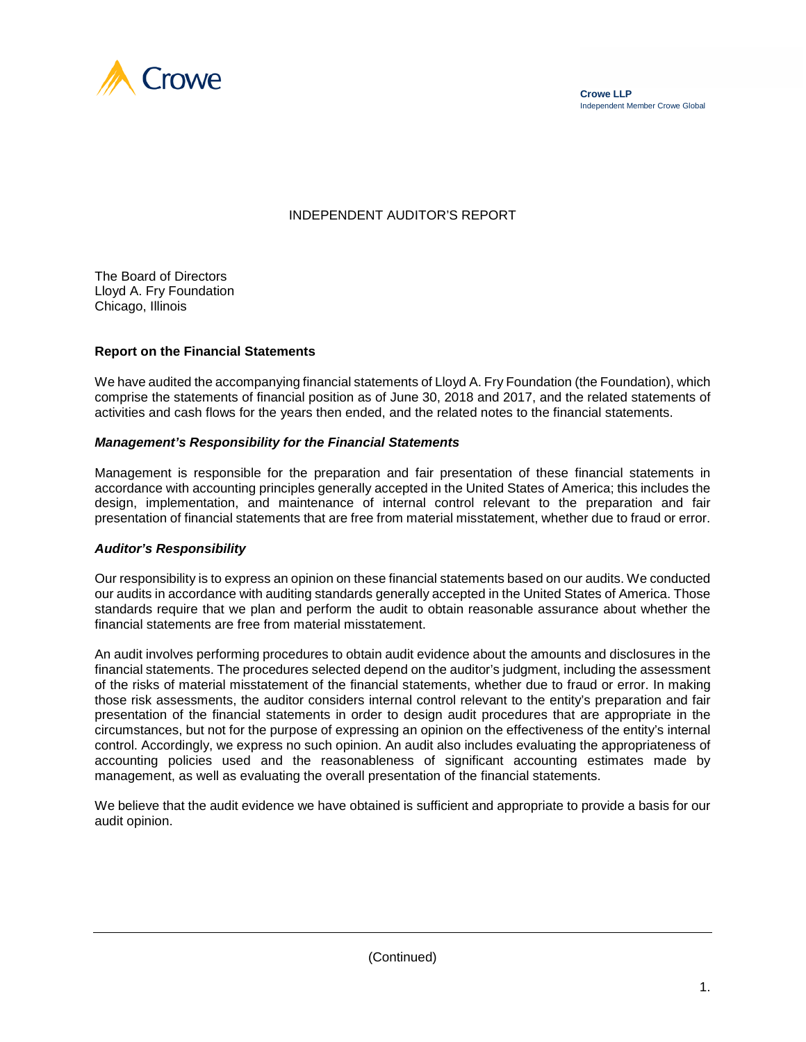Crowe

**Crowe LLP**
Independent Member Crowe Global

# INDEPENDENT AUDITOR'S REPORT

The Board of Directors
Lloyd A. Fry Foundation
Chicago, Illinois

## Report on the Financial Statements

We have audited the accompanying financial statements of Lloyd A. Fry Foundation (the Foundation), which comprise the statements of financial position as of June 30, 2018 and 2017, and the related statements of activities and cash flows for the years then ended, and the related notes to the financial statements.

### *Management's Responsibility for the Financial Statements*

Management is responsible for the preparation and fair presentation of these financial statements in accordance with accounting principles generally accepted in the United States of America; this includes the design, implementation, and maintenance of internal control relevant to the preparation and fair presentation of financial statements that are free from material misstatement, whether due to fraud or error.

### *Auditor's Responsibility*

Our responsibility is to express an opinion on these financial statements based on our audits. We conducted our audits in accordance with auditing standards generally accepted in the United States of America. Those standards require that we plan and perform the audit to obtain reasonable assurance about whether the financial statements are free from material misstatement.

An audit involves performing procedures to obtain audit evidence about the amounts and disclosures in the financial statements. The procedures selected depend on the auditor's judgment, including the assessment of the risks of material misstatement of the financial statements, whether due to fraud or error. In making those risk assessments, the auditor considers internal control relevant to the entity's preparation and fair presentation of the financial statements in order to design audit procedures that are appropriate in the circumstances, but not for the purpose of expressing an opinion on the effectiveness of the entity's internal control. Accordingly, we express no such opinion. An audit also includes evaluating the appropriateness of accounting policies used and the reasonableness of significant accounting estimates made by management, as well as evaluating the overall presentation of the financial statements.

We believe that the audit evidence we have obtained is sufficient and appropriate to provide a basis for our audit opinion.

(Continued)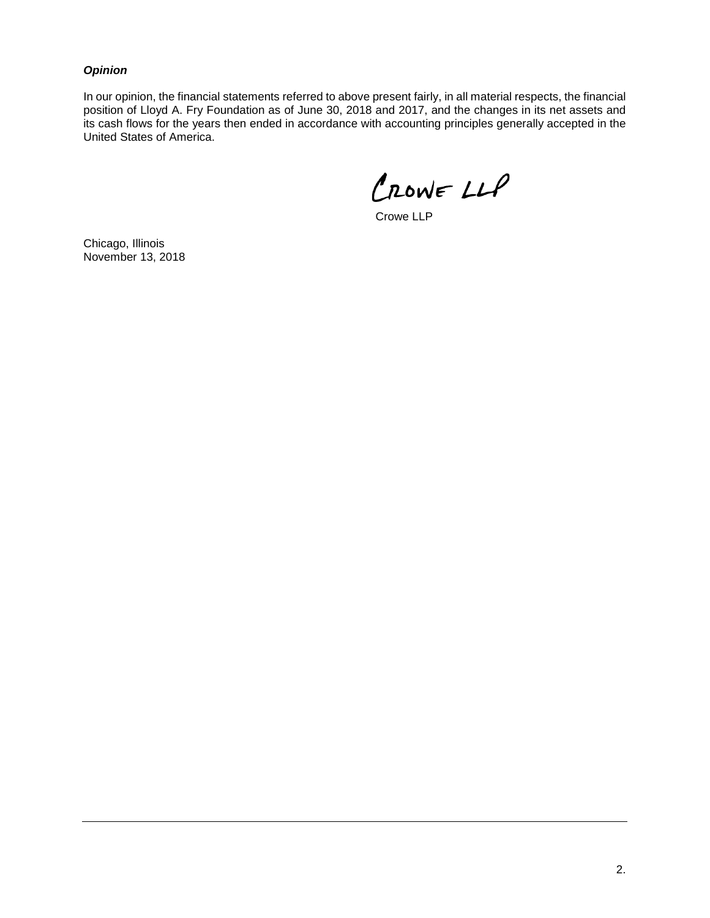***Opinion***

In our opinion, the financial statements referred to above present fairly, in all material respects, the financial position of Lloyd A. Fry Foundation as of June 30, 2018 and 2017, and the changes in its net assets and its cash flows for the years then ended in accordance with accounting principles generally accepted in the United States of America.

Crowe LLP

Crowe LLP

Chicago, Illinois
November 13, 2018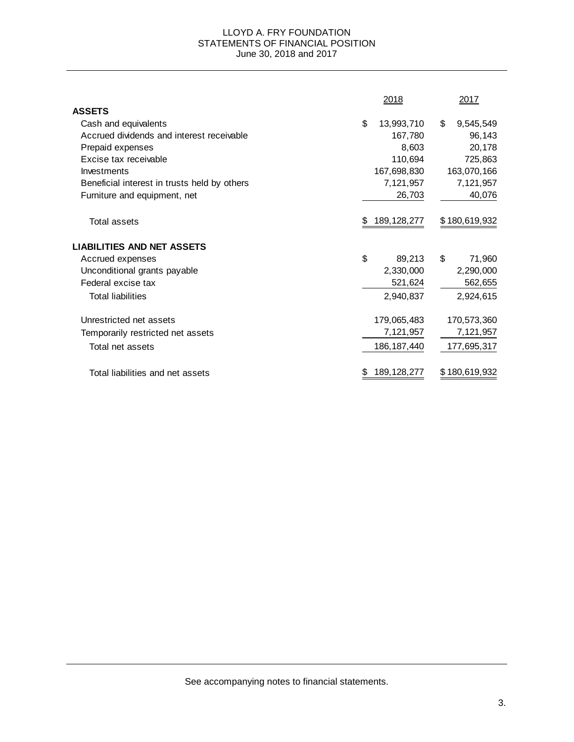# LLOYD A. FRY FOUNDATION
## STATEMENTS OF FINANCIAL POSITION
### June 30, 2018 and 2017

| | 2018 | 2017 |
|---|---|---|
| **ASSETS** | | |
| Cash and equivalents | $ 13,993,710 | $ 9,545,549 |
| Accrued dividends and interest receivable | 167,780 | 96,143 |
| Prepaid expenses | 8,603 | 20,178 |
| Excise tax receivable | 110,694 | 725,863 |
| Investments | 167,698,830 | 163,070,166 |
| Beneficial interest in trusts held by others | 7,121,957 | 7,121,957 |
| Furniture and equipment, net | 26,703 | 40,076 |
| Total assets | $ 189,128,277 | $ 180,619,932 |
| **LIABILITIES AND NET ASSETS** | | |
| Accrued expenses | $ 89,213 | $ 71,960 |
| Unconditional grants payable | 2,330,000 | 2,290,000 |
| Federal excise tax | 521,624 | 562,655 |
| Total liabilities | 2,940,837 | 2,924,615 |
| Unrestricted net assets | 179,065,483 | 170,573,360 |
| Temporarily restricted net assets | 7,121,957 | 7,121,957 |
| Total net assets | 186,187,440 | 177,695,317 |
| Total liabilities and net assets | $ 189,128,277 | $ 180,619,932 |

See accompanying notes to financial statements.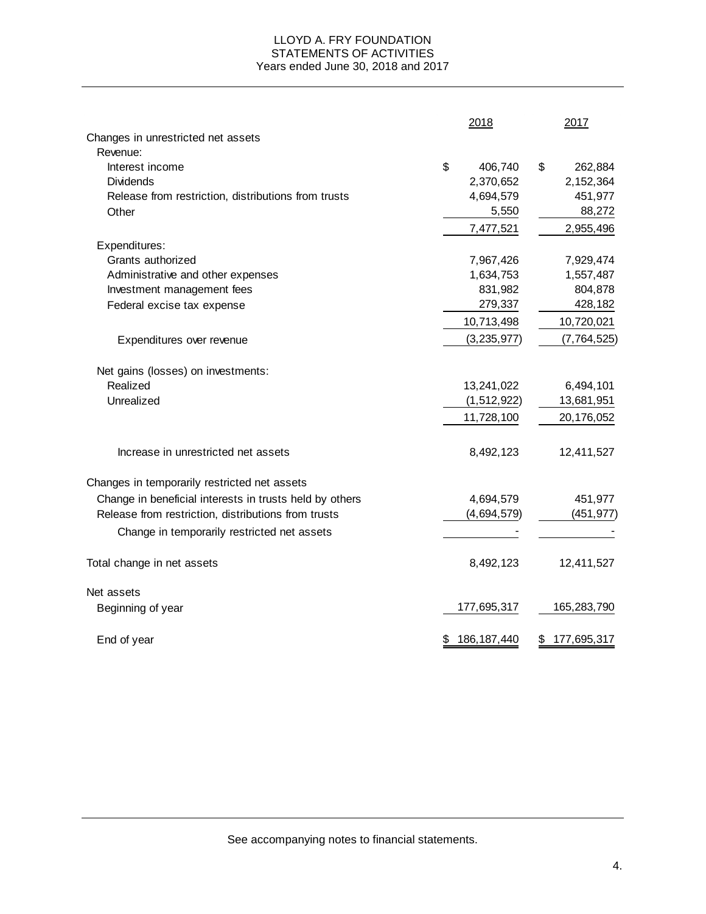# LLOYD A. FRY FOUNDATION
## STATEMENTS OF ACTIVITIES
### Years ended June 30, 2018 and 2017

| | 2018 | 2017 |
|---|---|---|
| Changes in unrestricted net assets | | |
| Revenue: | | |
| Interest income | $ 406,740 | $ 262,884 |
| Dividends | 2,370,652 | 2,152,364 |
| Release from restriction, distributions from trusts | 4,694,579 | 451,977 |
| Other | 5,550 | 88,272 |
| | 7,477,521 | 2,955,496 |
| Expenditures: | | |
| Grants authorized | 7,967,426 | 7,929,474 |
| Administrative and other expenses | 1,634,753 | 1,557,487 |
| Investment management fees | 831,982 | 804,878 |
| Federal excise tax expense | 279,337 | 428,182 |
| | 10,713,498 | 10,720,021 |
| Expenditures over revenue | (3,235,977) | (7,764,525) |
| Net gains (losses) on investments: | | |
| Realized | 13,241,022 | 6,494,101 |
| Unrealized | (1,512,922) | 13,681,951 |
| | 11,728,100 | 20,176,052 |
| Increase in unrestricted net assets | 8,492,123 | 12,411,527 |
| Changes in temporarily restricted net assets | | |
| Change in beneficial interests in trusts held by others | 4,694,579 | 451,977 |
| Release from restriction, distributions from trusts | (4,694,579) | (451,977) |
| Change in temporarily restricted net assets | - | - |
| Total change in net assets | 8,492,123 | 12,411,527 |
| Net assets | | |
| Beginning of year | 177,695,317 | 165,283,790 |
| End of year | $ 186,187,440 | $ 177,695,317 |

See accompanying notes to financial statements.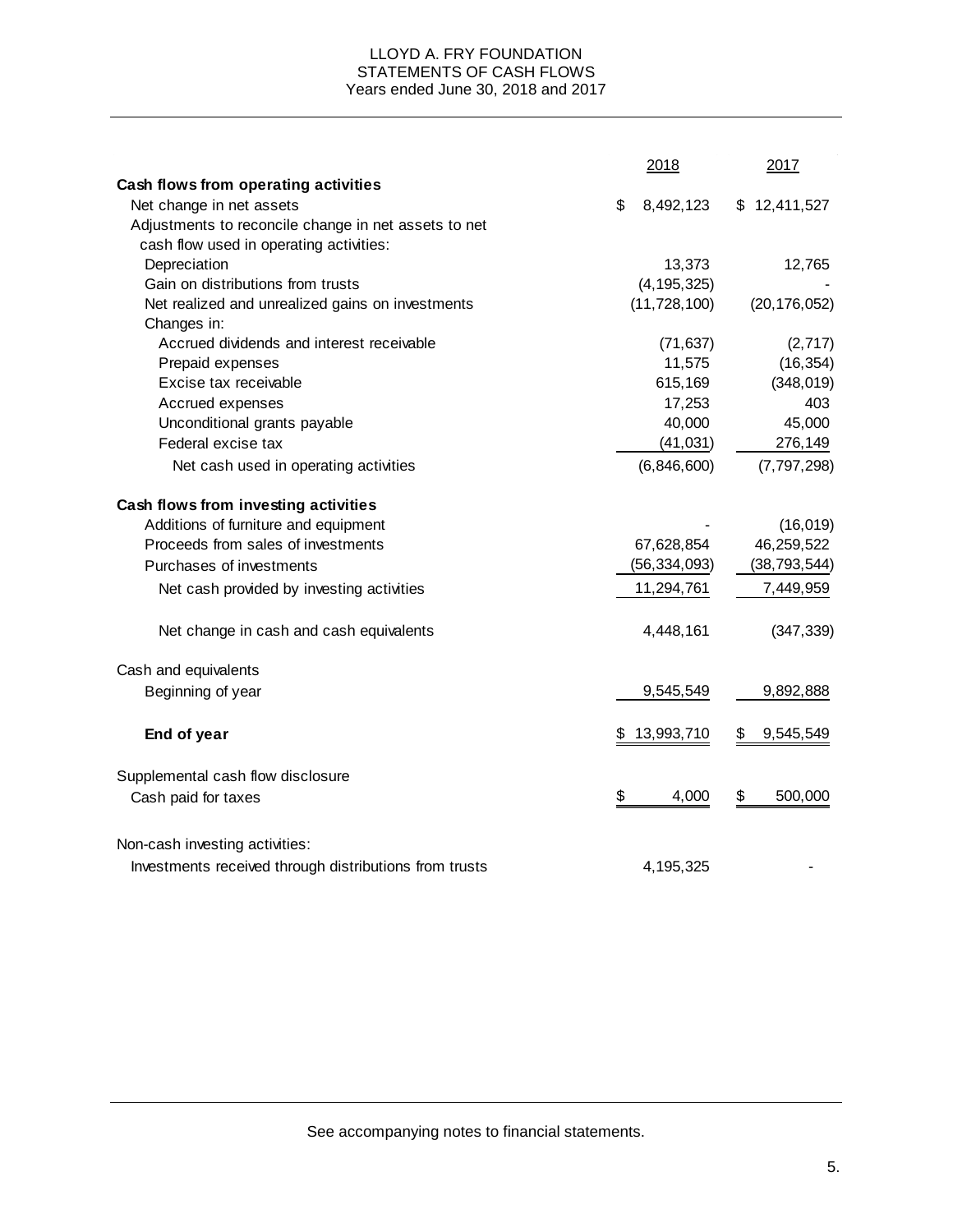# LLOYD A. FRY FOUNDATION
## STATEMENTS OF CASH FLOWS
### Years ended June 30, 2018 and 2017

| | 2018 | 2017 |
|---|---|---|
| **Cash flows from operating activities** | | |
| Net change in net assets | $ 8,492,123 | $ 12,411,527 |
| Adjustments to reconcile change in net assets to net cash flow used in operating activities: | | |
| Depreciation | 13,373 | 12,765 |
| Gain on distributions from trusts | (4,195,325) | - |
| Net realized and unrealized gains on investments | (11,728,100) | (20,176,052) |
| Changes in: | | |
| Accrued dividends and interest receivable | (71,637) | (2,717) |
| Prepaid expenses | 11,575 | (16,354) |
| Excise tax receivable | 615,169 | (348,019) |
| Accrued expenses | 17,253 | 403 |
| Unconditional grants payable | 40,000 | 45,000 |
| Federal excise tax | (41,031) | 276,149 |
| Net cash used in operating activities | (6,846,600) | (7,797,298) |
| **Cash flows from investing activities** | | |
| Additions of furniture and equipment | - | (16,019) |
| Proceeds from sales of investments | 67,628,854 | 46,259,522 |
| Purchases of investments | (56,334,093) | (38,793,544) |
| Net cash provided by investing activities | 11,294,761 | 7,449,959 |
| Net change in cash and cash equivalents | 4,448,161 | (347,339) |
| Cash and equivalents | | |
| Beginning of year | 9,545,549 | 9,892,888 |
| **End of year** | $ 13,993,710 | $ 9,545,549 |
| Supplemental cash flow disclosure | | |
| Cash paid for taxes | $ 4,000 | $ 500,000 |
| Non-cash investing activities: | | |
| Investments received through distributions from trusts | 4,195,325 | - |

See accompanying notes to financial statements.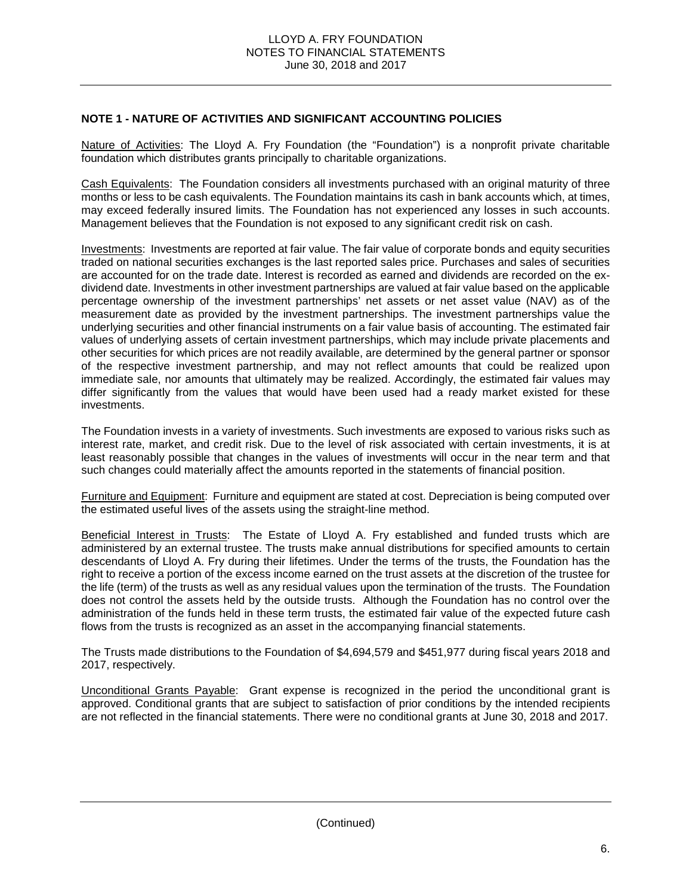## NOTE 1 - NATURE OF ACTIVITIES AND SIGNIFICANT ACCOUNTING POLICIES

Nature of Activities: The Lloyd A. Fry Foundation (the "Foundation") is a nonprofit private charitable foundation which distributes grants principally to charitable organizations.

Cash Equivalents: The Foundation considers all investments purchased with an original maturity of three months or less to be cash equivalents. The Foundation maintains its cash in bank accounts which, at times, may exceed federally insured limits. The Foundation has not experienced any losses in such accounts. Management believes that the Foundation is not exposed to any significant credit risk on cash.

Investments: Investments are reported at fair value. The fair value of corporate bonds and equity securities traded on national securities exchanges is the last reported sales price. Purchases and sales of securities are accounted for on the trade date. Interest is recorded as earned and dividends are recorded on the ex-dividend date. Investments in other investment partnerships are valued at fair value based on the applicable percentage ownership of the investment partnerships' net assets or net asset value (NAV) as of the measurement date as provided by the investment partnerships. The investment partnerships value the underlying securities and other financial instruments on a fair value basis of accounting. The estimated fair values of underlying assets of certain investment partnerships, which may include private placements and other securities for which prices are not readily available, are determined by the general partner or sponsor of the respective investment partnership, and may not reflect amounts that could be realized upon immediate sale, nor amounts that ultimately may be realized. Accordingly, the estimated fair values may differ significantly from the values that would have been used had a ready market existed for these investments.

The Foundation invests in a variety of investments. Such investments are exposed to various risks such as interest rate, market, and credit risk. Due to the level of risk associated with certain investments, it is at least reasonably possible that changes in the values of investments will occur in the near term and that such changes could materially affect the amounts reported in the statements of financial position.

Furniture and Equipment: Furniture and equipment are stated at cost. Depreciation is being computed over the estimated useful lives of the assets using the straight-line method.

Beneficial Interest in Trusts: The Estate of Lloyd A. Fry established and funded trusts which are administered by an external trustee. The trusts make annual distributions for specified amounts to certain descendants of Lloyd A. Fry during their lifetimes. Under the terms of the trusts, the Foundation has the right to receive a portion of the excess income earned on the trust assets at the discretion of the trustee for the life (term) of the trusts as well as any residual values upon the termination of the trusts. The Foundation does not control the assets held by the outside trusts. Although the Foundation has no control over the administration of the funds held in these term trusts, the estimated fair value of the expected future cash flows from the trusts is recognized as an asset in the accompanying financial statements.

The Trusts made distributions to the Foundation of $4,694,579 and $451,977 during fiscal years 2018 and 2017, respectively.

Unconditional Grants Payable: Grant expense is recognized in the period the unconditional grant is approved. Conditional grants that are subject to satisfaction of prior conditions by the intended recipients are not reflected in the financial statements. There were no conditional grants at June 30, 2018 and 2017.

(Continued)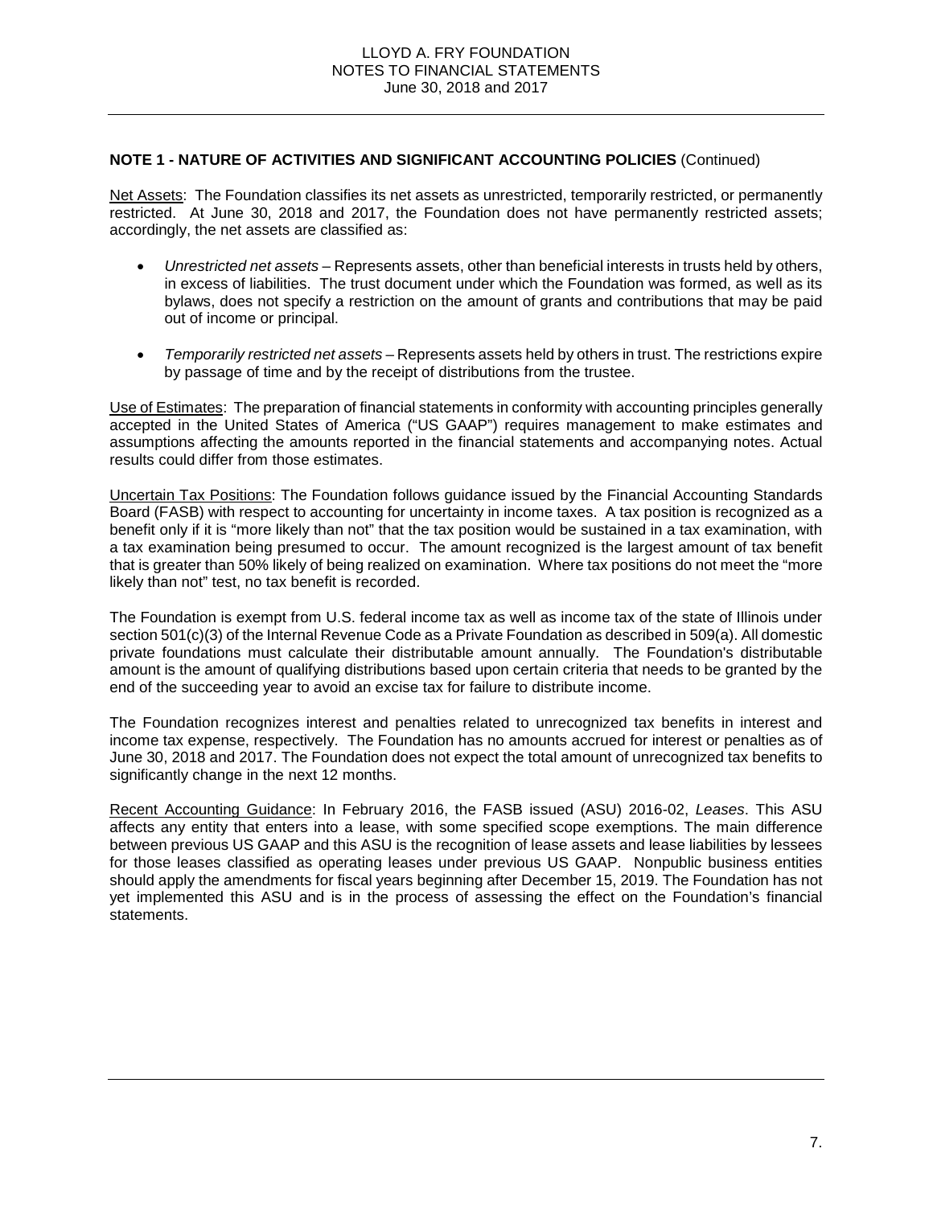**NOTE 1 - NATURE OF ACTIVITIES AND SIGNIFICANT ACCOUNTING POLICIES** (Continued)

Net Assets: The Foundation classifies its net assets as unrestricted, temporarily restricted, or permanently restricted. At June 30, 2018 and 2017, the Foundation does not have permanently restricted assets; accordingly, the net assets are classified as:

- *Unrestricted net assets* – Represents assets, other than beneficial interests in trusts held by others, in excess of liabilities. The trust document under which the Foundation was formed, as well as its bylaws, does not specify a restriction on the amount of grants and contributions that may be paid out of income or principal.
- *Temporarily restricted net assets* – Represents assets held by others in trust. The restrictions expire by passage of time and by the receipt of distributions from the trustee.

Use of Estimates: The preparation of financial statements in conformity with accounting principles generally accepted in the United States of America ("US GAAP") requires management to make estimates and assumptions affecting the amounts reported in the financial statements and accompanying notes. Actual results could differ from those estimates.

Uncertain Tax Positions: The Foundation follows guidance issued by the Financial Accounting Standards Board (FASB) with respect to accounting for uncertainty in income taxes. A tax position is recognized as a benefit only if it is "more likely than not" that the tax position would be sustained in a tax examination, with a tax examination being presumed to occur. The amount recognized is the largest amount of tax benefit that is greater than 50% likely of being realized on examination. Where tax positions do not meet the "more likely than not" test, no tax benefit is recorded.

The Foundation is exempt from U.S. federal income tax as well as income tax of the state of Illinois under section 501(c)(3) of the Internal Revenue Code as a Private Foundation as described in 509(a). All domestic private foundations must calculate their distributable amount annually. The Foundation's distributable amount is the amount of qualifying distributions based upon certain criteria that needs to be granted by the end of the succeeding year to avoid an excise tax for failure to distribute income.

The Foundation recognizes interest and penalties related to unrecognized tax benefits in interest and income tax expense, respectively. The Foundation has no amounts accrued for interest or penalties as of June 30, 2018 and 2017. The Foundation does not expect the total amount of unrecognized tax benefits to significantly change in the next 12 months.

Recent Accounting Guidance: In February 2016, the FASB issued (ASU) 2016-02, *Leases*. This ASU affects any entity that enters into a lease, with some specified scope exemptions. The main difference between previous US GAAP and this ASU is the recognition of lease assets and lease liabilities by lessees for those leases classified as operating leases under previous US GAAP. Nonpublic business entities should apply the amendments for fiscal years beginning after December 15, 2019. The Foundation has not yet implemented this ASU and is in the process of assessing the effect on the Foundation's financial statements.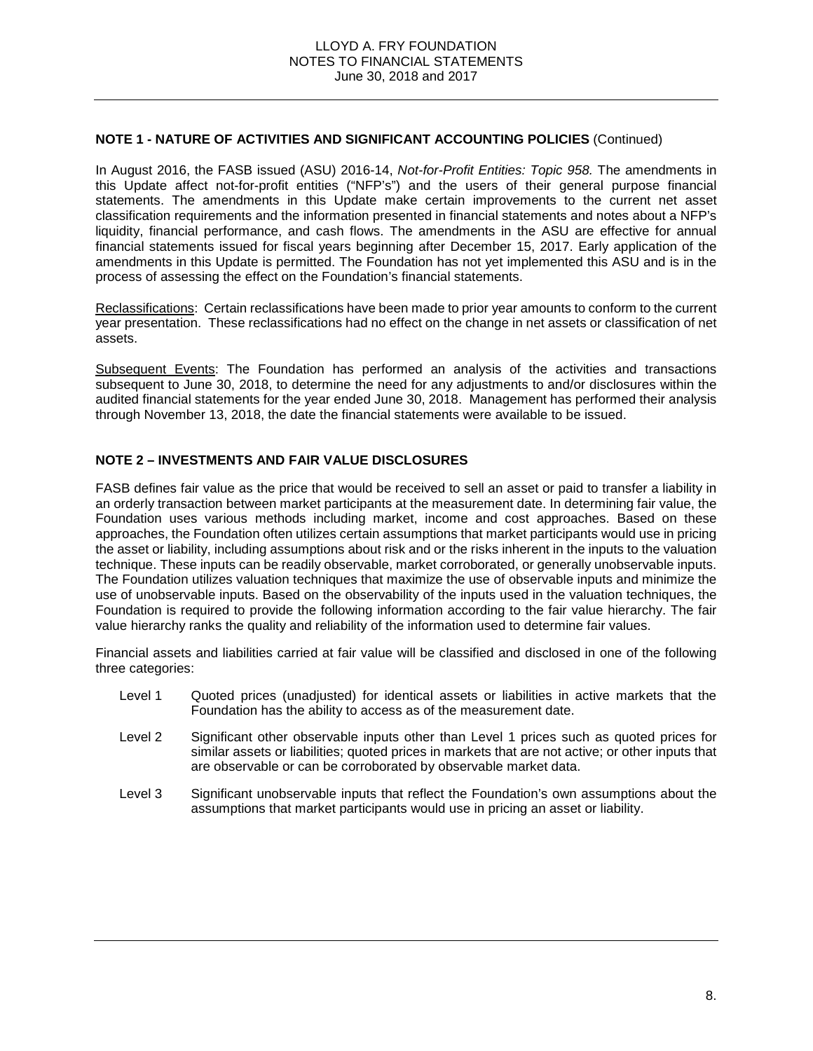**NOTE 1 - NATURE OF ACTIVITIES AND SIGNIFICANT ACCOUNTING POLICIES** (Continued)

In August 2016, the FASB issued (ASU) 2016-14, *Not-for-Profit Entities: Topic 958.* The amendments in this Update affect not-for-profit entities ("NFP's") and the users of their general purpose financial statements. The amendments in this Update make certain improvements to the current net asset classification requirements and the information presented in financial statements and notes about a NFP's liquidity, financial performance, and cash flows. The amendments in the ASU are effective for annual financial statements issued for fiscal years beginning after December 15, 2017. Early application of the amendments in this Update is permitted. The Foundation has not yet implemented this ASU and is in the process of assessing the effect on the Foundation's financial statements.

Reclassifications: Certain reclassifications have been made to prior year amounts to conform to the current year presentation. These reclassifications had no effect on the change in net assets or classification of net assets.

Subsequent Events: The Foundation has performed an analysis of the activities and transactions subsequent to June 30, 2018, to determine the need for any adjustments to and/or disclosures within the audited financial statements for the year ended June 30, 2018. Management has performed their analysis through November 13, 2018, the date the financial statements were available to be issued.

**NOTE 2 – INVESTMENTS AND FAIR VALUE DISCLOSURES**

FASB defines fair value as the price that would be received to sell an asset or paid to transfer a liability in an orderly transaction between market participants at the measurement date. In determining fair value, the Foundation uses various methods including market, income and cost approaches. Based on these approaches, the Foundation often utilizes certain assumptions that market participants would use in pricing the asset or liability, including assumptions about risk and or the risks inherent in the inputs to the valuation technique. These inputs can be readily observable, market corroborated, or generally unobservable inputs. The Foundation utilizes valuation techniques that maximize the use of observable inputs and minimize the use of unobservable inputs. Based on the observability of the inputs used in the valuation techniques, the Foundation is required to provide the following information according to the fair value hierarchy. The fair value hierarchy ranks the quality and reliability of the information used to determine fair values.

Financial assets and liabilities carried at fair value will be classified and disclosed in one of the following three categories:

- Level 1 Quoted prices (unadjusted) for identical assets or liabilities in active markets that the Foundation has the ability to access as of the measurement date.
- Level 2 Significant other observable inputs other than Level 1 prices such as quoted prices for similar assets or liabilities; quoted prices in markets that are not active; or other inputs that are observable or can be corroborated by observable market data.
- Level 3 Significant unobservable inputs that reflect the Foundation's own assumptions about the assumptions that market participants would use in pricing an asset or liability.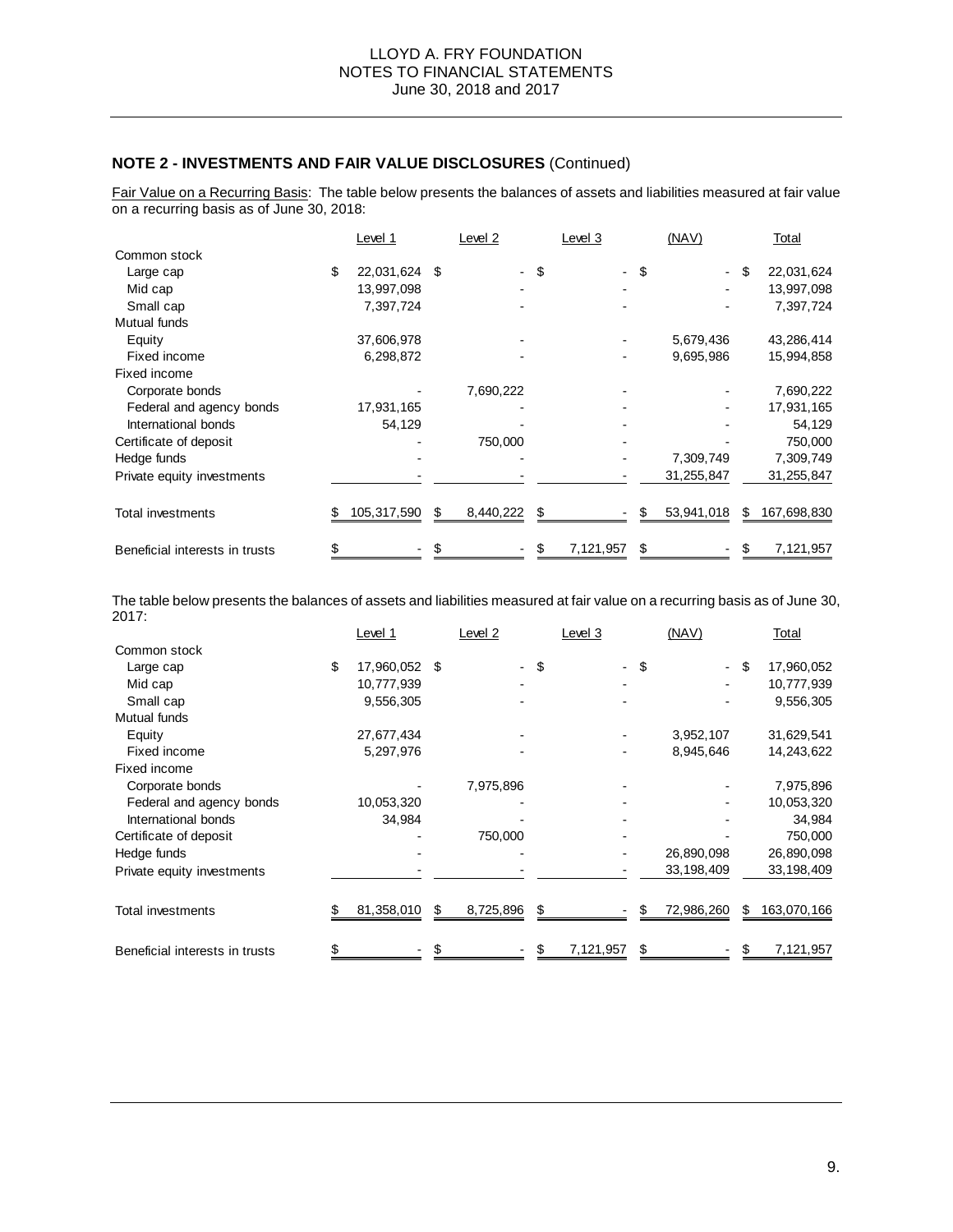## NOTE 2 - INVESTMENTS AND FAIR VALUE DISCLOSURES (Continued)

Fair Value on a Recurring Basis: The table below presents the balances of assets and liabilities measured at fair value on a recurring basis as of June 30, 2018:

| | Level 1 | Level 2 | Level 3 | (NAV) | Total |
|---|---|---|---|---|---|
| Common stock | | | | | |
| Large cap | $ 22,031,624 | $ - | $ - | $ - | $ 22,031,624 |
| Mid cap | 13,997,098 | - | - | - | 13,997,098 |
| Small cap | 7,397,724 | - | - | - | 7,397,724 |
| Mutual funds | | | | | |
| Equity | 37,606,978 | - | - | 5,679,436 | 43,286,414 |
| Fixed income | 6,298,872 | - | - | 9,695,986 | 15,994,858 |
| Fixed income | | | | | |
| Corporate bonds | - | 7,690,222 | - | - | 7,690,222 |
| Federal and agency bonds | 17,931,165 | - | - | - | 17,931,165 |
| International bonds | 54,129 | - | - | - | 54,129 |
| Certificate of deposit | - | 750,000 | - | | 750,000 |
| Hedge funds | - | - | - | 7,309,749 | 7,309,749 |
| Private equity investments | - | - | - | 31,255,847 | 31,255,847 |
| Total investments | $ 105,317,590 | $ 8,440,222 | $ - | $ 53,941,018 | $ 167,698,830 |
| Beneficial interests in trusts | $ - | $ - | $ 7,121,957 | $ - | $ 7,121,957 |

The table below presents the balances of assets and liabilities measured at fair value on a recurring basis as of June 30, 2017:

| | Level 1 | Level 2 | Level 3 | (NAV) | Total |
|---|---|---|---|---|---|
| Common stock | | | | | |
| Large cap | $ 17,960,052 | $ - | $ - | $ - | $ 17,960,052 |
| Mid cap | 10,777,939 | - | - | - | 10,777,939 |
| Small cap | 9,556,305 | - | - | - | 9,556,305 |
| Mutual funds | | | | | |
| Equity | 27,677,434 | - | - | 3,952,107 | 31,629,541 |
| Fixed income | 5,297,976 | - | - | 8,945,646 | 14,243,622 |
| Fixed income | | | | | |
| Corporate bonds | - | 7,975,896 | - | - | 7,975,896 |
| Federal and agency bonds | 10,053,320 | - | - | - | 10,053,320 |
| International bonds | 34,984 | - | - | - | 34,984 |
| Certificate of deposit | - | 750,000 | - | | 750,000 |
| Hedge funds | - | - | - | 26,890,098 | 26,890,098 |
| Private equity investments | - | - | - | 33,198,409 | 33,198,409 |
| Total investments | $ 81,358,010 | $ 8,725,896 | $ - | $ 72,986,260 | $ 163,070,166 |
| Beneficial interests in trusts | $ - | $ - | $ 7,121,957 | $ - | $ 7,121,957 |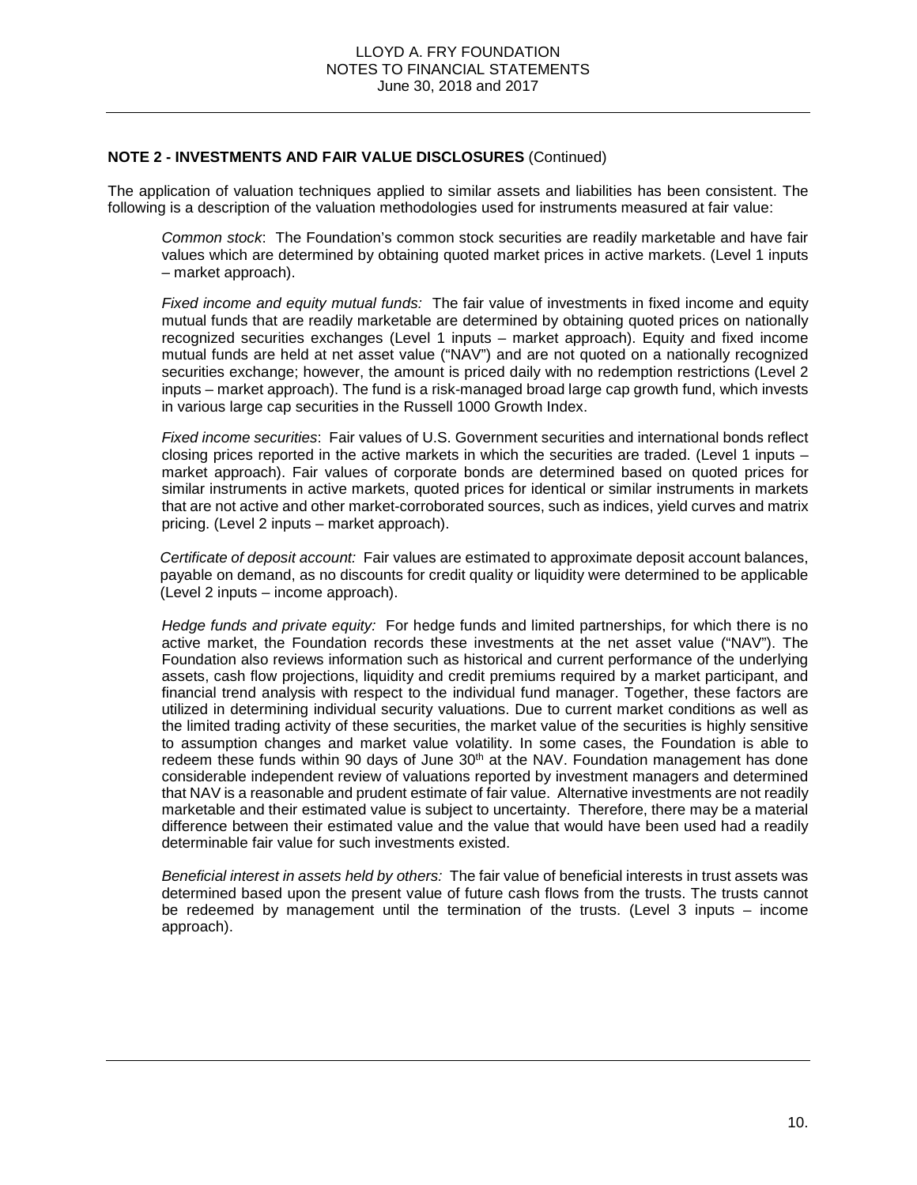**NOTE 2 - INVESTMENTS AND FAIR VALUE DISCLOSURES** (Continued)

The application of valuation techniques applied to similar assets and liabilities has been consistent. The following is a description of the valuation methodologies used for instruments measured at fair value:

*Common stock*: The Foundation's common stock securities are readily marketable and have fair values which are determined by obtaining quoted market prices in active markets. (Level 1 inputs – market approach).

*Fixed income and equity mutual funds:* The fair value of investments in fixed income and equity mutual funds that are readily marketable are determined by obtaining quoted prices on nationally recognized securities exchanges (Level 1 inputs – market approach). Equity and fixed income mutual funds are held at net asset value ("NAV") and are not quoted on a nationally recognized securities exchange; however, the amount is priced daily with no redemption restrictions (Level 2 inputs – market approach). The fund is a risk-managed broad large cap growth fund, which invests in various large cap securities in the Russell 1000 Growth Index.

*Fixed income securities*: Fair values of U.S. Government securities and international bonds reflect closing prices reported in the active markets in which the securities are traded. (Level 1 inputs – market approach). Fair values of corporate bonds are determined based on quoted prices for similar instruments in active markets, quoted prices for identical or similar instruments in markets that are not active and other market-corroborated sources, such as indices, yield curves and matrix pricing. (Level 2 inputs – market approach).

*Certificate of deposit account:* Fair values are estimated to approximate deposit account balances, payable on demand, as no discounts for credit quality or liquidity were determined to be applicable (Level 2 inputs – income approach).

*Hedge funds and private equity:* For hedge funds and limited partnerships, for which there is no active market, the Foundation records these investments at the net asset value ("NAV"). The Foundation also reviews information such as historical and current performance of the underlying assets, cash flow projections, liquidity and credit premiums required by a market participant, and financial trend analysis with respect to the individual fund manager. Together, these factors are utilized in determining individual security valuations. Due to current market conditions as well as the limited trading activity of these securities, the market value of the securities is highly sensitive to assumption changes and market value volatility. In some cases, the Foundation is able to redeem these funds within 90 days of June 30th at the NAV. Foundation management has done considerable independent review of valuations reported by investment managers and determined that NAV is a reasonable and prudent estimate of fair value. Alternative investments are not readily marketable and their estimated value is subject to uncertainty. Therefore, there may be a material difference between their estimated value and the value that would have been used had a readily determinable fair value for such investments existed.

*Beneficial interest in assets held by others:* The fair value of beneficial interests in trust assets was determined based upon the present value of future cash flows from the trusts. The trusts cannot be redeemed by management until the termination of the trusts. (Level 3 inputs – income approach).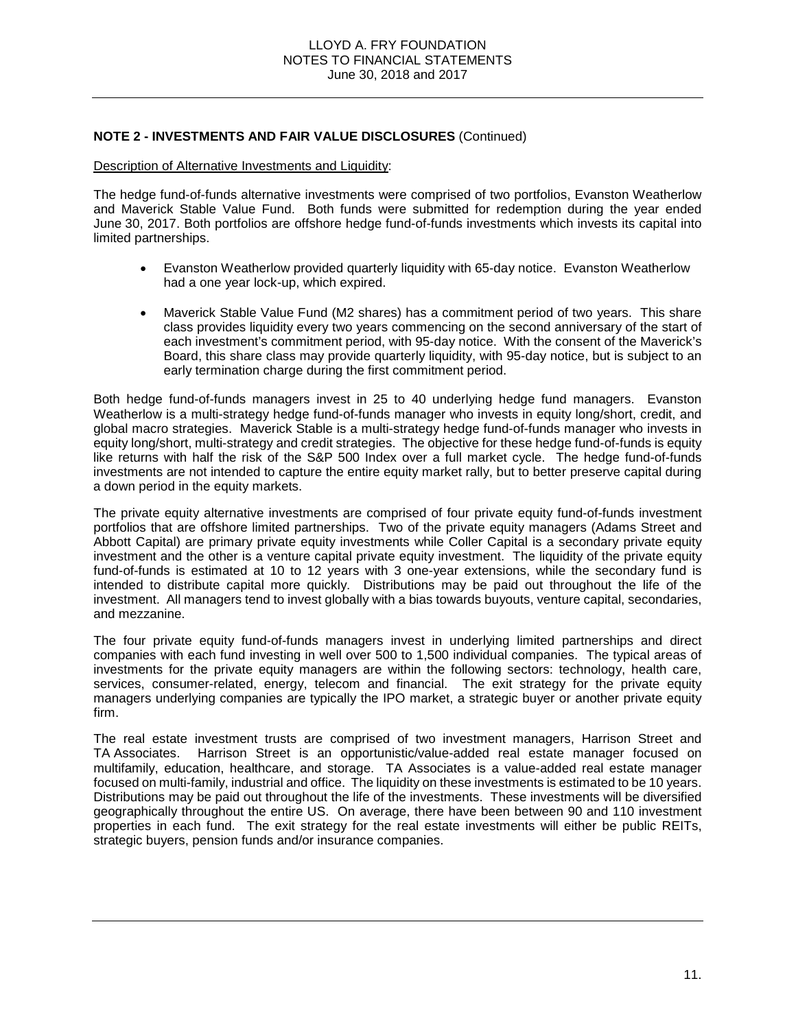**NOTE 2 - INVESTMENTS AND FAIR VALUE DISCLOSURES** (Continued)

Description of Alternative Investments and Liquidity:

The hedge fund-of-funds alternative investments were comprised of two portfolios, Evanston Weatherlow and Maverick Stable Value Fund. Both funds were submitted for redemption during the year ended June 30, 2017. Both portfolios are offshore hedge fund-of-funds investments which invests its capital into limited partnerships.

- Evanston Weatherlow provided quarterly liquidity with 65-day notice. Evanston Weatherlow had a one year lock-up, which expired.
- Maverick Stable Value Fund (M2 shares) has a commitment period of two years. This share class provides liquidity every two years commencing on the second anniversary of the start of each investment's commitment period, with 95-day notice. With the consent of the Maverick's Board, this share class may provide quarterly liquidity, with 95-day notice, but is subject to an early termination charge during the first commitment period.

Both hedge fund-of-funds managers invest in 25 to 40 underlying hedge fund managers. Evanston Weatherlow is a multi-strategy hedge fund-of-funds manager who invests in equity long/short, credit, and global macro strategies. Maverick Stable is a multi-strategy hedge fund-of-funds manager who invests in equity long/short, multi-strategy and credit strategies. The objective for these hedge fund-of-funds is equity like returns with half the risk of the S&P 500 Index over a full market cycle. The hedge fund-of-funds investments are not intended to capture the entire equity market rally, but to better preserve capital during a down period in the equity markets.

The private equity alternative investments are comprised of four private equity fund-of-funds investment portfolios that are offshore limited partnerships. Two of the private equity managers (Adams Street and Abbott Capital) are primary private equity investments while Coller Capital is a secondary private equity investment and the other is a venture capital private equity investment. The liquidity of the private equity fund-of-funds is estimated at 10 to 12 years with 3 one-year extensions, while the secondary fund is intended to distribute capital more quickly. Distributions may be paid out throughout the life of the investment. All managers tend to invest globally with a bias towards buyouts, venture capital, secondaries, and mezzanine.

The four private equity fund-of-funds managers invest in underlying limited partnerships and direct companies with each fund investing in well over 500 to 1,500 individual companies. The typical areas of investments for the private equity managers are within the following sectors: technology, health care, services, consumer-related, energy, telecom and financial. The exit strategy for the private equity managers underlying companies are typically the IPO market, a strategic buyer or another private equity firm.

The real estate investment trusts are comprised of two investment managers, Harrison Street and TA Associates. Harrison Street is an opportunistic/value-added real estate manager focused on multifamily, education, healthcare, and storage. TA Associates is a value-added real estate manager focused on multi-family, industrial and office. The liquidity on these investments is estimated to be 10 years. Distributions may be paid out throughout the life of the investments. These investments will be diversified geographically throughout the entire US. On average, there have been between 90 and 110 investment properties in each fund. The exit strategy for the real estate investments will either be public REITs, strategic buyers, pension funds and/or insurance companies.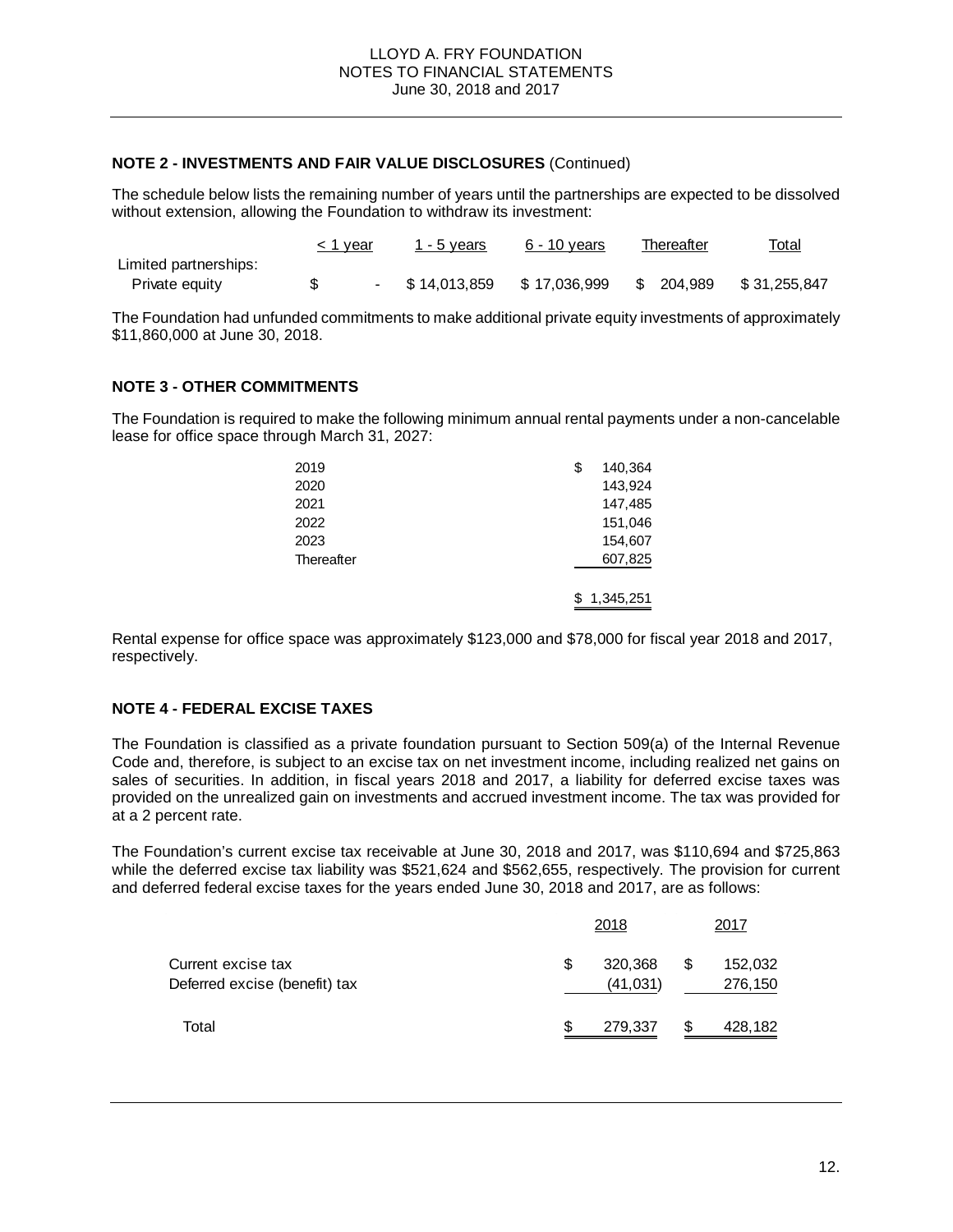## NOTE 2 - INVESTMENTS AND FAIR VALUE DISCLOSURES (Continued)

The schedule below lists the remaining number of years until the partnerships are expected to be dissolved without extension, allowing the Foundation to withdraw its investment:

| | ≤ 1 year | 1 - 5 years | 6 - 10 years | Thereafter | Total |
|---|---|---|---|---|---|
| Limited partnerships: | | | | | |
| Private equity | $ - | $ 14,013,859 | $ 17,036,999 | $ 204,989 | $ 31,255,847 |

The Foundation had unfunded commitments to make additional private equity investments of approximately $11,860,000 at June 30, 2018.

## NOTE 3 - OTHER COMMITMENTS

The Foundation is required to make the following minimum annual rental payments under a non-cancelable lease for office space through March 31, 2027:

| | |
|---|---|
| 2019 | $ 140,364 |
| 2020 | 143,924 |
| 2021 | 147,485 |
| 2022 | 151,046 |
| 2023 | 154,607 |
| Thereafter | 607,825 |
| | $ 1,345,251 |

Rental expense for office space was approximately $123,000 and $78,000 for fiscal year 2018 and 2017, respectively.

## NOTE 4 - FEDERAL EXCISE TAXES

The Foundation is classified as a private foundation pursuant to Section 509(a) of the Internal Revenue Code and, therefore, is subject to an excise tax on net investment income, including realized net gains on sales of securities. In addition, in fiscal years 2018 and 2017, a liability for deferred excise taxes was provided on the unrealized gain on investments and accrued investment income. The tax was provided for at a 2 percent rate.

The Foundation's current excise tax receivable at June 30, 2018 and 2017, was $110,694 and $725,863 while the deferred excise tax liability was $521,624 and $562,655, respectively. The provision for current and deferred federal excise taxes for the years ended June 30, 2018 and 2017, are as follows:

| | 2018 | 2017 |
|---|---|---|
| Current excise tax | $ 320,368 | $ 152,032 |
| Deferred excise (benefit) tax | (41,031) | 276,150 |
| Total | $ 279,337 | $ 428,182 |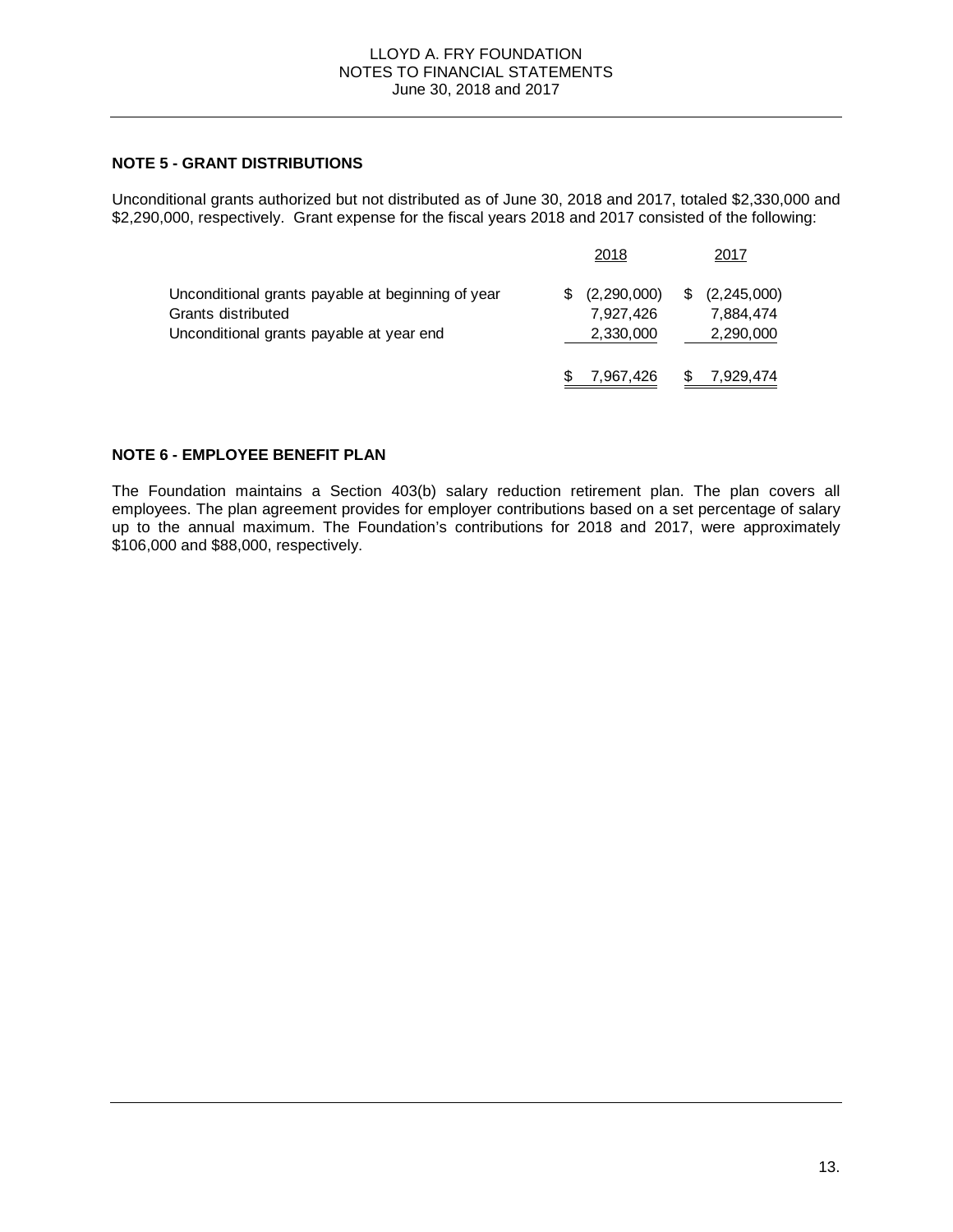## NOTE 5 - GRANT DISTRIBUTIONS

Unconditional grants authorized but not distributed as of June 30, 2018 and 2017, totaled $2,330,000 and $2,290,000, respectively. Grant expense for the fiscal years 2018 and 2017 consisted of the following:

| | 2018 | 2017 |
|---|---|---|
| Unconditional grants payable at beginning of year | $ (2,290,000) | $ (2,245,000) |
| Grants distributed | 7,927,426 | 7,884,474 |
| Unconditional grants payable at year end | 2,330,000 | 2,290,000 |
| | $ 7,967,426 | $ 7,929,474 |

## NOTE 6 - EMPLOYEE BENEFIT PLAN

The Foundation maintains a Section 403(b) salary reduction retirement plan. The plan covers all employees. The plan agreement provides for employer contributions based on a set percentage of salary up to the annual maximum. The Foundation's contributions for 2018 and 2017, were approximately $106,000 and $88,000, respectively.